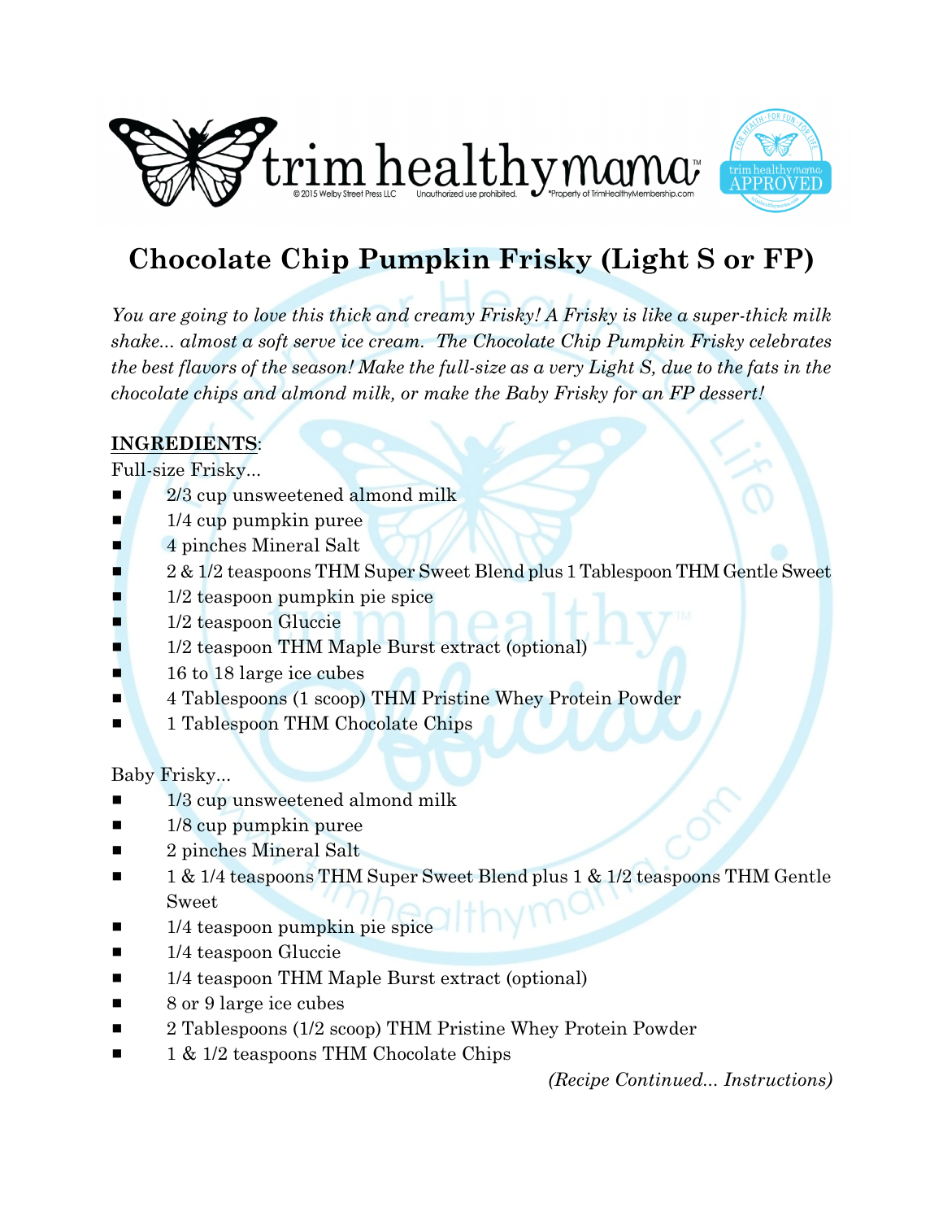# Chocolate Chip Pumpkin Frisky (Light S or FP)

*You are going to love this thick and creamy Frisky! A Frisky is like a super-thick milk shake... almost a soft serve ice cream. The Chocolate Chip Pumpkin Frisky celebrates the best flavors of the season! Make the full-size as a very Light S, due to the fats in the chocolate chips and almond milk, or make the Baby Frisky for an FP dessert!*

**INGREDIENTS**:

Full-size Frisky...

- 2/3 cup unsweetened almond milk
- 1/4 cup pumpkin puree
- 4 pinches Mineral Salt
- 2 & 1/2 teaspoons THM Super Sweet Blend plus 1 Tablespoon THM Gentle Sweet
- 1/2 teaspoon pumpkin pie spice
- 1/2 teaspoon Gluccie
- 1/2 teaspoon THM Maple Burst extract (optional)
- 16 to 18 large ice cubes
- 4 Tablespoons (1 scoop) THM Pristine Whey Protein Powder
- 1 Tablespoon THM Chocolate Chips

Baby Frisky...

- 1/3 cup unsweetened almond milk
- 1/8 cup pumpkin puree
- 2 pinches Mineral Salt
- 1 & 1/4 teaspoons THM Super Sweet Blend plus 1 & 1/2 teaspoons THM Gentle Sweet
- 1/4 teaspoon pumpkin pie spice
- 1/4 teaspoon Gluccie
- 1/4 teaspoon THM Maple Burst extract (optional)
- 8 or 9 large ice cubes
- 2 Tablespoons (1/2 scoop) THM Pristine Whey Protein Powder
- 1 & 1/2 teaspoons THM Chocolate Chips

*(Recipe Continued... Instructions)*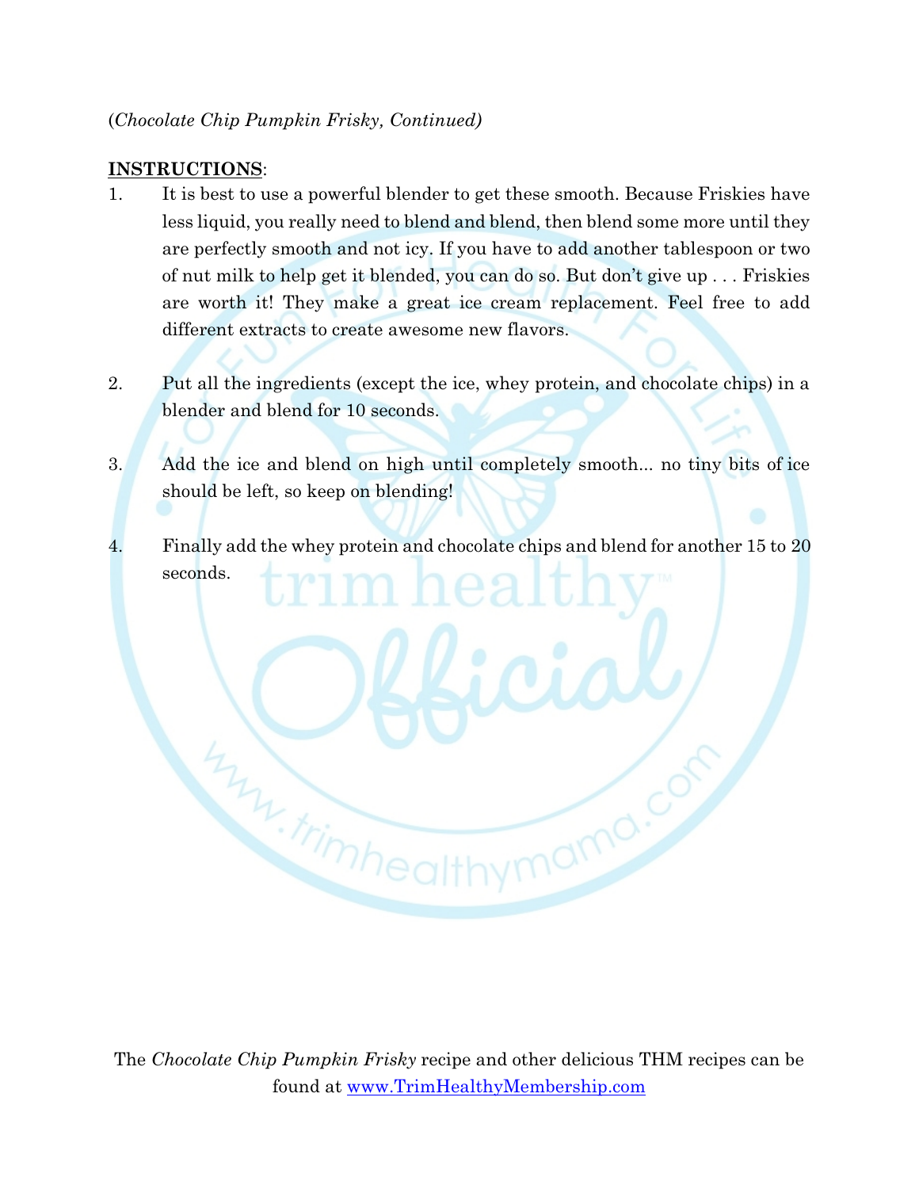(*Chocolate Chip Pumpkin Frisky, Continued)*

**INSTRUCTIONS**:

1. It is best to use a powerful blender to get these smooth. Because Friskies have less liquid, you really need to blend and blend, then blend some more until they are perfectly smooth and not icy. If you have to add another tablespoon or two of nut milk to help get it blended, you can do so. But don't give up . . . Friskies are worth it! They make a great ice cream replacement. Feel free to add different extracts to create awesome new flavors.

2. Put all the ingredients (except the ice, whey protein, and chocolate chips) in a blender and blend for 10 seconds.

3. Add the ice and blend on high until completely smooth... no tiny bits of ice should be left, so keep on blending!

4. Finally add the whey protein and chocolate chips and blend for another 15 to 20 seconds.

The *Chocolate Chip Pumpkin Frisky* recipe and other delicious THM recipes can be found at [www.TrimHealthyMembership.com](http://www.TrimHealthyMembership.com)